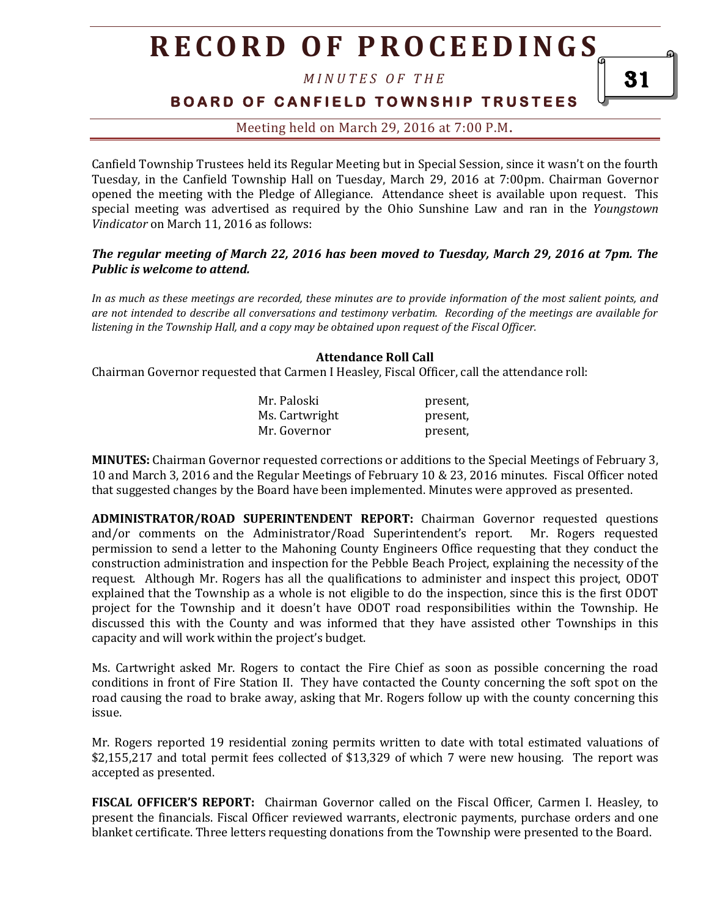# RECORD OF PROCEEDINGS

*MINUTES OF THE*

**BOARD OF CANFIELD TOWNSHIP TRUSTEES**

Meeting held on March 29, 2016 at 7:00 P.M.

Canfield Township Trustees held its Regular Meeting but in Special Session, since it wasn't on the fourth Tuesday, in the Canfield Township Hall on Tuesday, March 29, 2016 at 7:00pm. Chairman Governor opened the meeting with the Pledge of Allegiance. Attendance sheet is available upon request. This special meeting was advertised as required by the Ohio Sunshine Law and ran in the *Youngstown Vindicator* on March 11, 2016 as follows:

***The regular meeting of March 22, 2016 has been moved to Tuesday, March 29, 2016 at 7pm. The Public is welcome to attend.***

*In as much as these meetings are recorded, these minutes are to provide information of the most salient points, and are not intended to describe all conversations and testimony verbatim. Recording of the meetings are available for listening in the Township Hall, and a copy may be obtained upon request of the Fiscal Officer.*

**Attendance Roll Call**

Chairman Governor requested that Carmen I Heasley, Fiscal Officer, call the attendance roll:

| | |
|---|---|
| Mr. Paloski | present, |
| Ms. Cartwright | present, |
| Mr. Governor | present, |

**MINUTES:** Chairman Governor requested corrections or additions to the Special Meetings of February 3, 10 and March 3, 2016 and the Regular Meetings of February 10 & 23, 2016 minutes. Fiscal Officer noted that suggested changes by the Board have been implemented. Minutes were approved as presented.

**ADMINISTRATOR/ROAD SUPERINTENDENT REPORT:** Chairman Governor requested questions and/or comments on the Administrator/Road Superintendent's report. Mr. Rogers requested permission to send a letter to the Mahoning County Engineers Office requesting that they conduct the construction administration and inspection for the Pebble Beach Project, explaining the necessity of the request. Although Mr. Rogers has all the qualifications to administer and inspect this project, ODOT explained that the Township as a whole is not eligible to do the inspection, since this is the first ODOT project for the Township and it doesn't have ODOT road responsibilities within the Township. He discussed this with the County and was informed that they have assisted other Townships in this capacity and will work within the project's budget.

Ms. Cartwright asked Mr. Rogers to contact the Fire Chief as soon as possible concerning the road conditions in front of Fire Station II. They have contacted the County concerning the soft spot on the road causing the road to brake away, asking that Mr. Rogers follow up with the county concerning this issue.

Mr. Rogers reported 19 residential zoning permits written to date with total estimated valuations of $2,155,217 and total permit fees collected of $13,329 of which 7 were new housing. The report was accepted as presented.

**FISCAL OFFICER'S REPORT:** Chairman Governor called on the Fiscal Officer, Carmen I. Heasley, to present the financials. Fiscal Officer reviewed warrants, electronic payments, purchase orders and one blanket certificate. Three letters requesting donations from the Township were presented to the Board.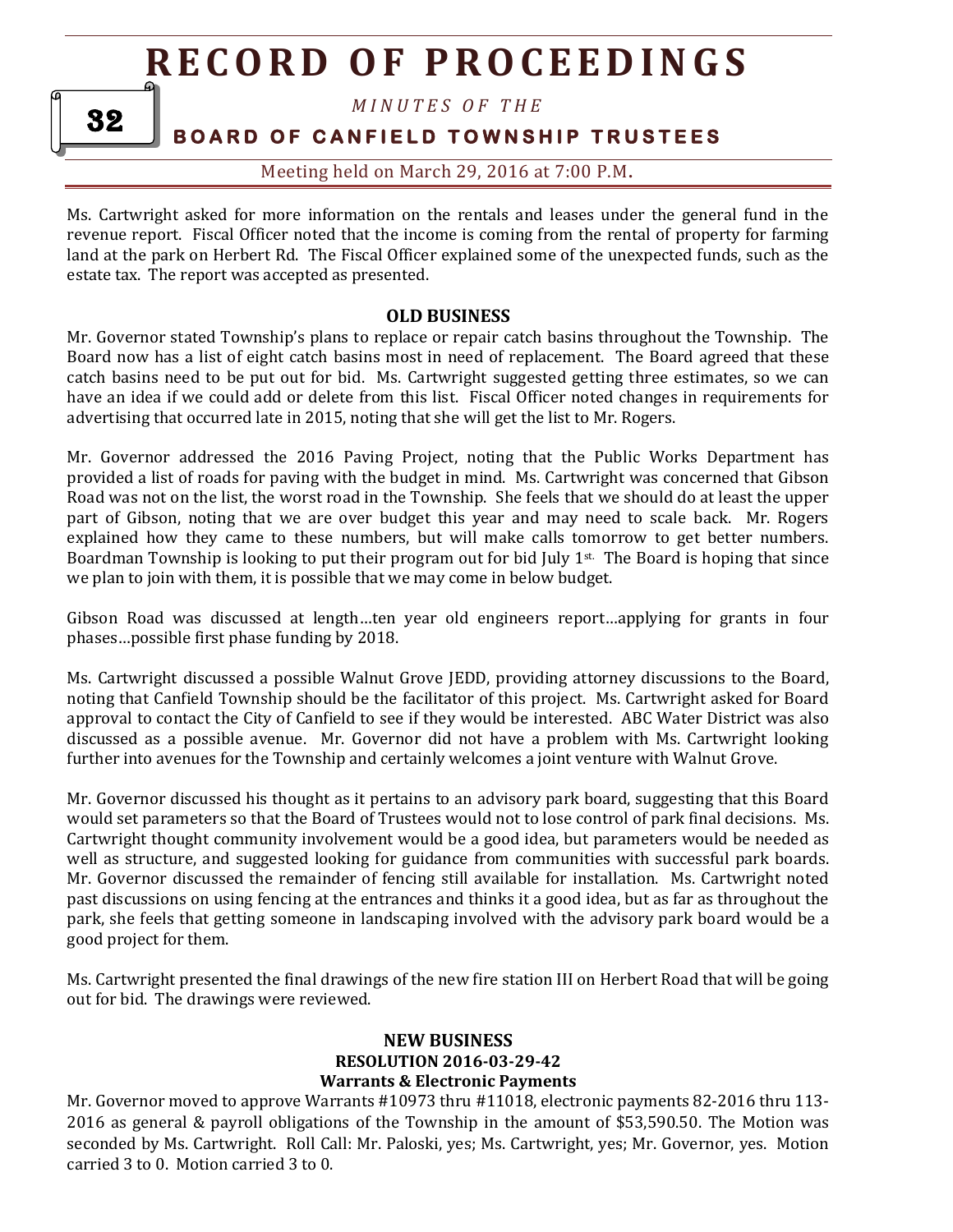Ms. Cartwright asked for more information on the rentals and leases under the general fund in the revenue report. Fiscal Officer noted that the income is coming from the rental of property for farming land at the park on Herbert Rd. The Fiscal Officer explained some of the unexpected funds, such as the estate tax. The report was accepted as presented.

## OLD BUSINESS

Mr. Governor stated Township's plans to replace or repair catch basins throughout the Township. The Board now has a list of eight catch basins most in need of replacement. The Board agreed that these catch basins need to be put out for bid. Ms. Cartwright suggested getting three estimates, so we can have an idea if we could add or delete from this list. Fiscal Officer noted changes in requirements for advertising that occurred late in 2015, noting that she will get the list to Mr. Rogers.

Mr. Governor addressed the 2016 Paving Project, noting that the Public Works Department has provided a list of roads for paving with the budget in mind. Ms. Cartwright was concerned that Gibson Road was not on the list, the worst road in the Township. She feels that we should do at least the upper part of Gibson, noting that we are over budget this year and may need to scale back. Mr. Rogers explained how they came to these numbers, but will make calls tomorrow to get better numbers. Boardman Township is looking to put their program out for bid July 1st. The Board is hoping that since we plan to join with them, it is possible that we may come in below budget.

Gibson Road was discussed at length…ten year old engineers report…applying for grants in four phases…possible first phase funding by 2018.

Ms. Cartwright discussed a possible Walnut Grove JEDD, providing attorney discussions to the Board, noting that Canfield Township should be the facilitator of this project. Ms. Cartwright asked for Board approval to contact the City of Canfield to see if they would be interested. ABC Water District was also discussed as a possible avenue. Mr. Governor did not have a problem with Ms. Cartwright looking further into avenues for the Township and certainly welcomes a joint venture with Walnut Grove.

Mr. Governor discussed his thought as it pertains to an advisory park board, suggesting that this Board would set parameters so that the Board of Trustees would not to lose control of park final decisions. Ms. Cartwright thought community involvement would be a good idea, but parameters would be needed as well as structure, and suggested looking for guidance from communities with successful park boards. Mr. Governor discussed the remainder of fencing still available for installation. Ms. Cartwright noted past discussions on using fencing at the entrances and thinks it a good idea, but as far as throughout the park, she feels that getting someone in landscaping involved with the advisory park board would be a good project for them.

Ms. Cartwright presented the final drawings of the new fire station III on Herbert Road that will be going out for bid. The drawings were reviewed.

## NEW BUSINESS

### RESOLUTION 2016-03-29-42

### Warrants & Electronic Payments

Mr. Governor moved to approve Warrants #10973 thru #11018, electronic payments 82-2016 thru 113-2016 as general & payroll obligations of the Township in the amount of $53,590.50. The Motion was seconded by Ms. Cartwright. Roll Call: Mr. Paloski, yes; Ms. Cartwright, yes; Mr. Governor, yes. Motion carried 3 to 0. Motion carried 3 to 0.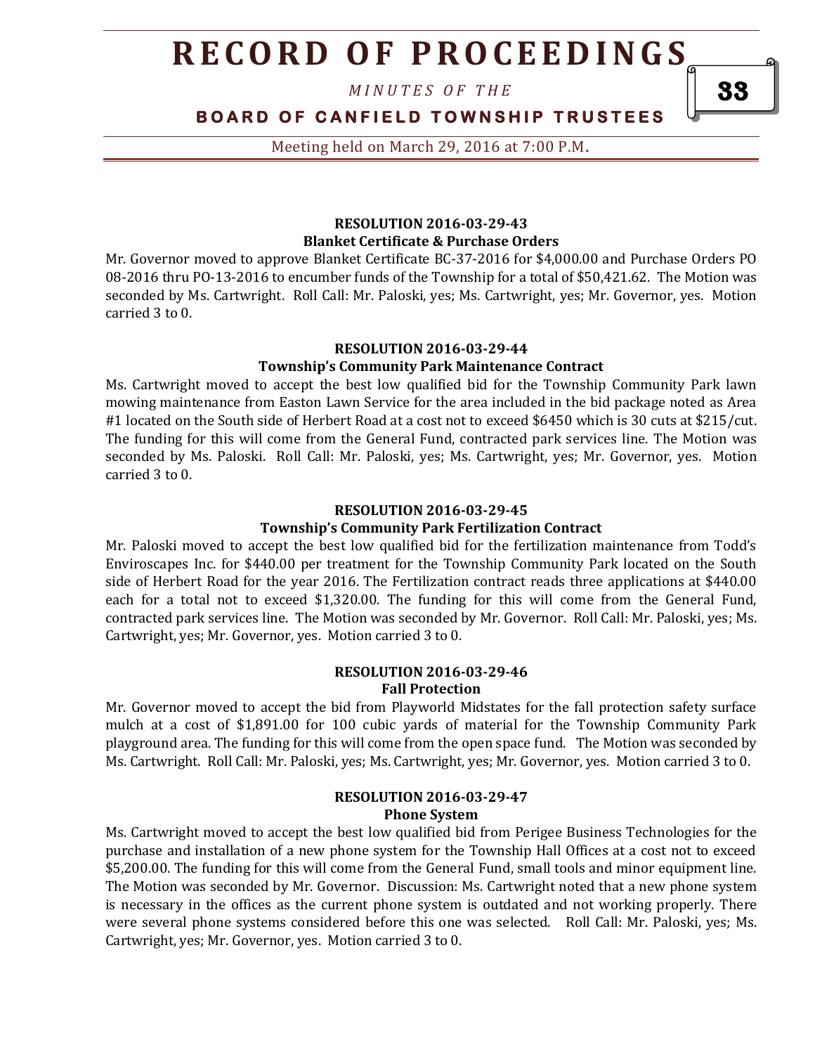#### RESOLUTION 2016-03-29-43
**Blanket Certificate & Purchase Orders**

Mr. Governor moved to approve Blanket Certificate BC-37-2016 for $4,000.00 and Purchase Orders PO 08-2016 thru PO-13-2016 to encumber funds of the Township for a total of $50,421.62. The Motion was seconded by Ms. Cartwright. Roll Call: Mr. Paloski, yes; Ms. Cartwright, yes; Mr. Governor, yes. Motion carried 3 to 0.

#### RESOLUTION 2016-03-29-44
**Township's Community Park Maintenance Contract**

Ms. Cartwright moved to accept the best low qualified bid for the Township Community Park lawn mowing maintenance from Easton Lawn Service for the area included in the bid package noted as Area #1 located on the South side of Herbert Road at a cost not to exceed $6450 which is 30 cuts at $215/cut. The funding for this will come from the General Fund, contracted park services line. The Motion was seconded by Ms. Paloski. Roll Call: Mr. Paloski, yes; Ms. Cartwright, yes; Mr. Governor, yes. Motion carried 3 to 0.

#### RESOLUTION 2016-03-29-45
**Township's Community Park Fertilization Contract**

Mr. Paloski moved to accept the best low qualified bid for the fertilization maintenance from Todd's Enviroscapes Inc. for $440.00 per treatment for the Township Community Park located on the South side of Herbert Road for the year 2016. The Fertilization contract reads three applications at $440.00 each for a total not to exceed $1,320.00. The funding for this will come from the General Fund, contracted park services line. The Motion was seconded by Mr. Governor. Roll Call: Mr. Paloski, yes; Ms. Cartwright, yes; Mr. Governor, yes. Motion carried 3 to 0.

#### RESOLUTION 2016-03-29-46
**Fall Protection**

Mr. Governor moved to accept the bid from Playworld Midstates for the fall protection safety surface mulch at a cost of $1,891.00 for 100 cubic yards of material for the Township Community Park playground area. The funding for this will come from the open space fund. The Motion was seconded by Ms. Cartwright. Roll Call: Mr. Paloski, yes; Ms. Cartwright, yes; Mr. Governor, yes. Motion carried 3 to 0.

#### RESOLUTION 2016-03-29-47
**Phone System**

Ms. Cartwright moved to accept the best low qualified bid from Perigee Business Technologies for the purchase and installation of a new phone system for the Township Hall Offices at a cost not to exceed $5,200.00. The funding for this will come from the General Fund, small tools and minor equipment line. The Motion was seconded by Mr. Governor. Discussion: Ms. Cartwright noted that a new phone system is necessary in the offices as the current phone system is outdated and not working properly. There were several phone systems considered before this one was selected. Roll Call: Mr. Paloski, yes; Ms. Cartwright, yes; Mr. Governor, yes. Motion carried 3 to 0.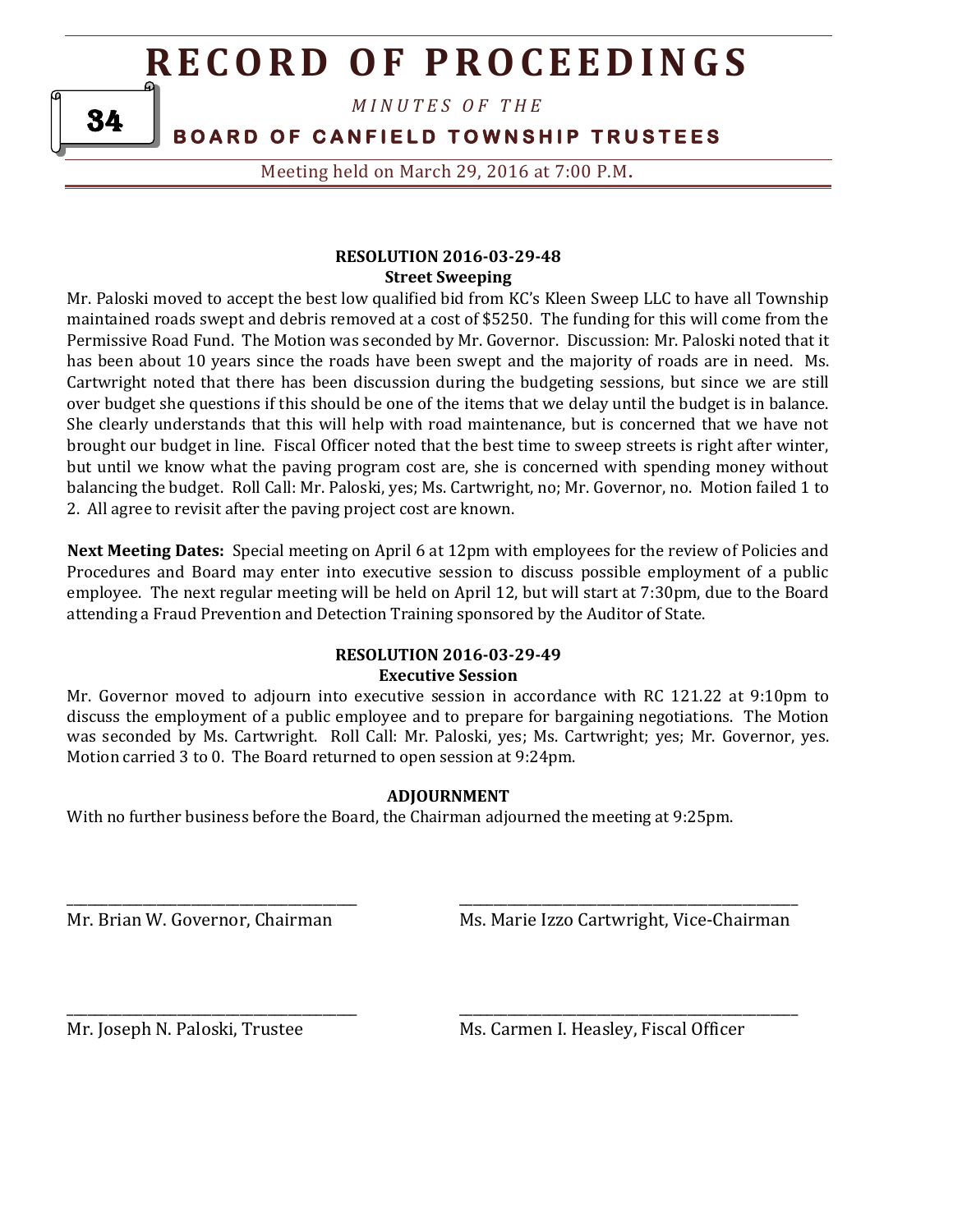**RESOLUTION 2016-03-29-48**
**Street Sweeping**

Mr. Paloski moved to accept the best low qualified bid from KC's Kleen Sweep LLC to have all Township maintained roads swept and debris removed at a cost of $5250. The funding for this will come from the Permissive Road Fund. The Motion was seconded by Mr. Governor. Discussion: Mr. Paloski noted that it has been about 10 years since the roads have been swept and the majority of roads are in need. Ms. Cartwright noted that there has been discussion during the budgeting sessions, but since we are still over budget she questions if this should be one of the items that we delay until the budget is in balance. She clearly understands that this will help with road maintenance, but is concerned that we have not brought our budget in line. Fiscal Officer noted that the best time to sweep streets is right after winter, but until we know what the paving program cost are, she is concerned with spending money without balancing the budget. Roll Call: Mr. Paloski, yes; Ms. Cartwright, no; Mr. Governor, no. Motion failed 1 to 2. All agree to revisit after the paving project cost are known.

**Next Meeting Dates:** Special meeting on April 6 at 12pm with employees for the review of Policies and Procedures and Board may enter into executive session to discuss possible employment of a public employee. The next regular meeting will be held on April 12, but will start at 7:30pm, due to the Board attending a Fraud Prevention and Detection Training sponsored by the Auditor of State.

**RESOLUTION 2016-03-29-49**
**Executive Session**

Mr. Governor moved to adjourn into executive session in accordance with RC 121.22 at 9:10pm to discuss the employment of a public employee and to prepare for bargaining negotiations. The Motion was seconded by Ms. Cartwright. Roll Call: Mr. Paloski, yes; Ms. Cartwright; yes; Mr. Governor, yes. Motion carried 3 to 0. The Board returned to open session at 9:24pm.

**ADJOURNMENT**

With no further business before the Board, the Chairman adjourned the meeting at 9:25pm.

_______________________________________
Mr. Brian W. Governor, Chairman

_______________________________________
Ms. Marie Izzo Cartwright, Vice-Chairman

_______________________________________
Mr. Joseph N. Paloski, Trustee

_______________________________________
Ms. Carmen I. Heasley, Fiscal Officer